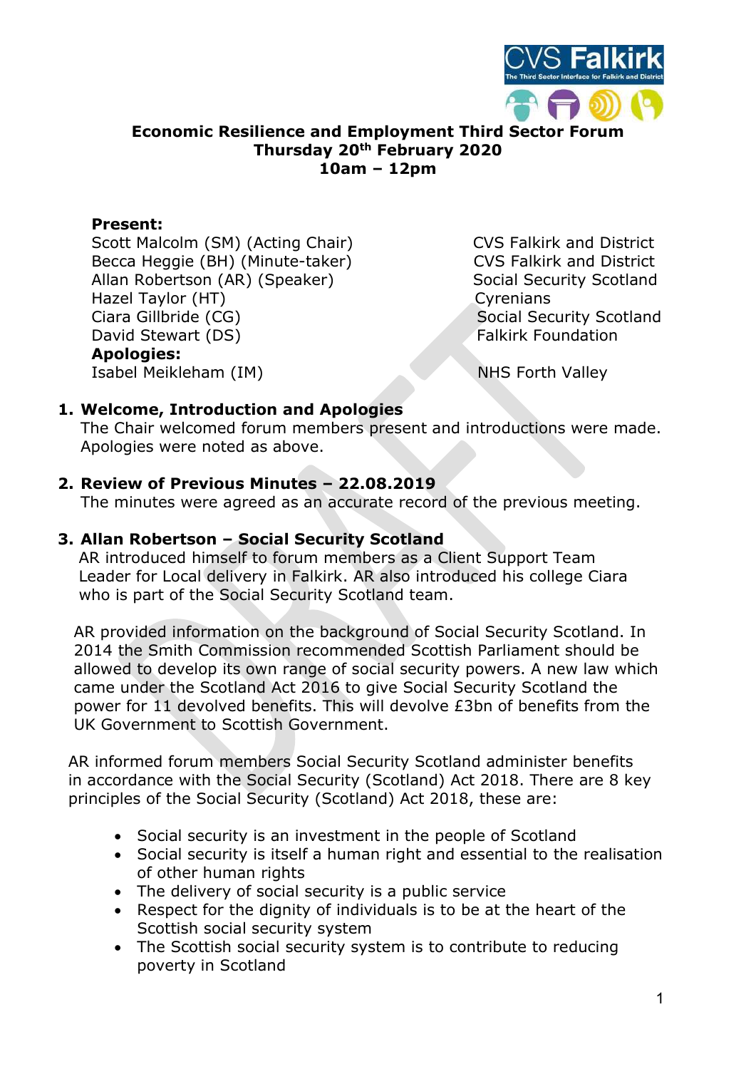# Economic Resilience and Employment Third Sector Forum

**Thursday 20th February 2020**
**10am – 12pm**

**Present:**

| | |
|---|---|
| Scott Malcolm (SM) (Acting Chair) | CVS Falkirk and District |
| Becca Heggie (BH) (Minute-taker) | CVS Falkirk and District |
| Allan Robertson (AR) (Speaker) | Social Security Scotland |
| Hazel Taylor (HT) | Cyrenians |
| Ciara Gillbride (CG) | Social Security Scotland |
| David Stewart (DS) | Falkirk Foundation |

**Apologies:**

| | |
|---|---|
| Isabel Meikleham (IM) | NHS Forth Valley |

## 1. Welcome, Introduction and Apologies

The Chair welcomed forum members present and introductions were made. Apologies were noted as above.

## 2. Review of Previous Minutes – 22.08.2019

The minutes were agreed as an accurate record of the previous meeting.

## 3. Allan Robertson – Social Security Scotland

AR introduced himself to forum members as a Client Support Team Leader for Local delivery in Falkirk. AR also introduced his college Ciara who is part of the Social Security Scotland team.

AR provided information on the background of Social Security Scotland. In 2014 the Smith Commission recommended Scottish Parliament should be allowed to develop its own range of social security powers. A new law which came under the Scotland Act 2016 to give Social Security Scotland the power for 11 devolved benefits. This will devolve £3bn of benefits from the UK Government to Scottish Government.

AR informed forum members Social Security Scotland administer benefits in accordance with the Social Security (Scotland) Act 2018. There are 8 key principles of the Social Security (Scotland) Act 2018, these are:

- Social security is an investment in the people of Scotland
- Social security is itself a human right and essential to the realisation of other human rights
- The delivery of social security is a public service
- Respect for the dignity of individuals is to be at the heart of the Scottish social security system
- The Scottish social security system is to contribute to reducing poverty in Scotland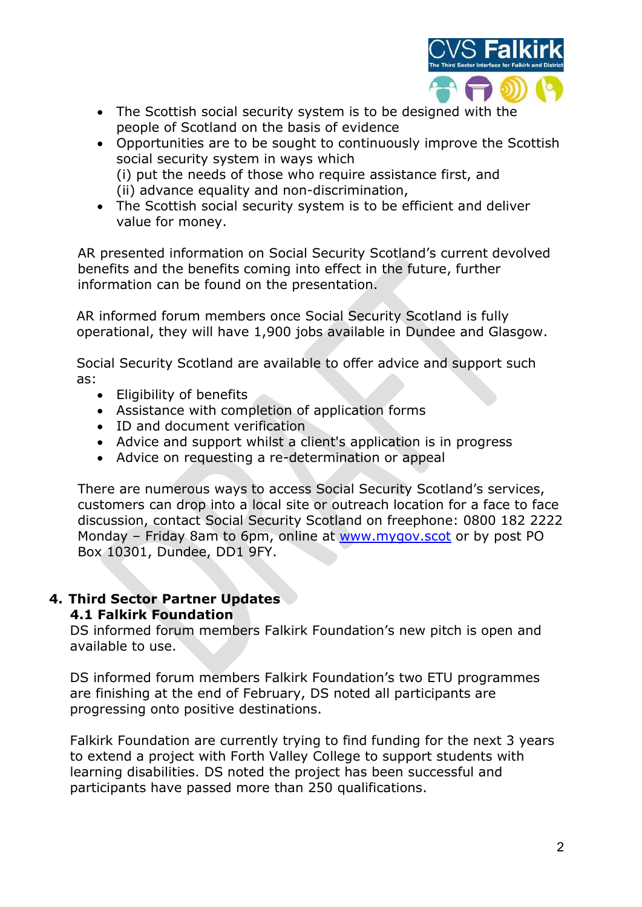- The Scottish social security system is to be designed with the people of Scotland on the basis of evidence
- Opportunities are to be sought to continuously improve the Scottish social security system in ways which
  (i) put the needs of those who require assistance first, and
  (ii) advance equality and non-discrimination,
- The Scottish social security system is to be efficient and deliver value for money.

AR presented information on Social Security Scotland's current devolved benefits and the benefits coming into effect in the future, further information can be found on the presentation.

AR informed forum members once Social Security Scotland is fully operational, they will have 1,900 jobs available in Dundee and Glasgow.

Social Security Scotland are available to offer advice and support such as:

- Eligibility of benefits
- Assistance with completion of application forms
- ID and document verification
- Advice and support whilst a client's application is in progress
- Advice on requesting a re-determination or appeal

There are numerous ways to access Social Security Scotland's services, customers can drop into a local site or outreach location for a face to face discussion, contact Social Security Scotland on freephone: 0800 182 2222 Monday – Friday 8am to 6pm, online at [www.mygov.scot](http://www.mygov.scot) or by post PO Box 10301, Dundee, DD1 9FY.

## 4. Third Sector Partner Updates

### 4.1 Falkirk Foundation

DS informed forum members Falkirk Foundation's new pitch is open and available to use.

DS informed forum members Falkirk Foundation's two ETU programmes are finishing at the end of February, DS noted all participants are progressing onto positive destinations.

Falkirk Foundation are currently trying to find funding for the next 3 years to extend a project with Forth Valley College to support students with learning disabilities. DS noted the project has been successful and participants have passed more than 250 qualifications.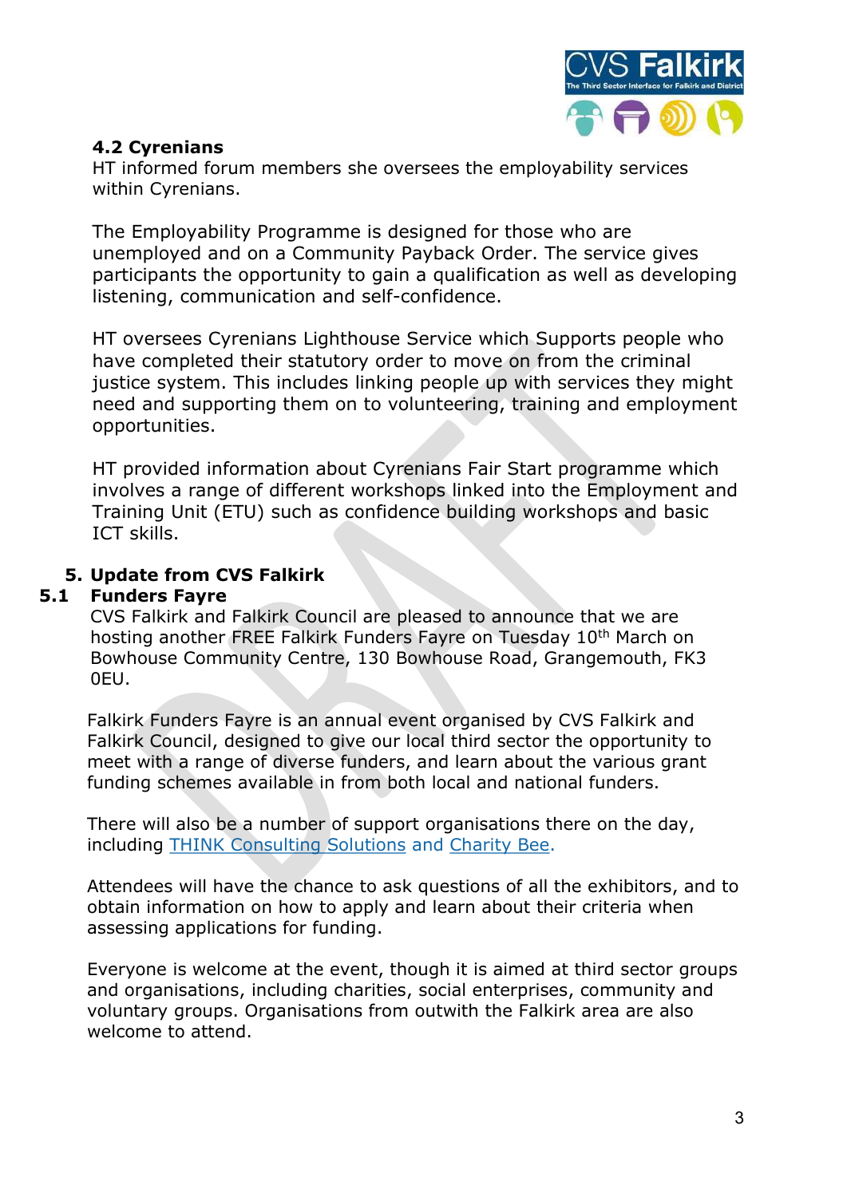### 4.2 Cyrenians

HT informed forum members she oversees the employability services within Cyrenians.

The Employability Programme is designed for those who are unemployed and on a Community Payback Order. The service gives participants the opportunity to gain a qualification as well as developing listening, communication and self-confidence.

HT oversees Cyrenians Lighthouse Service which Supports people who have completed their statutory order to move on from the criminal justice system. This includes linking people up with services they might need and supporting them on to volunteering, training and employment opportunities.

HT provided information about Cyrenians Fair Start programme which involves a range of different workshops linked into the Employment and Training Unit (ETU) such as confidence building workshops and basic ICT skills.

## 5. Update from CVS Falkirk

### 5.1 Funders Fayre

CVS Falkirk and Falkirk Council are pleased to announce that we are hosting another FREE Falkirk Funders Fayre on Tuesday 10th March on Bowhouse Community Centre, 130 Bowhouse Road, Grangemouth, FK3 0EU.

Falkirk Funders Fayre is an annual event organised by CVS Falkirk and Falkirk Council, designed to give our local third sector the opportunity to meet with a range of diverse funders, and learn about the various grant funding schemes available in from both local and national funders.

There will also be a number of support organisations there on the day, including THINK Consulting Solutions and Charity Bee.

Attendees will have the chance to ask questions of all the exhibitors, and to obtain information on how to apply and learn about their criteria when assessing applications for funding.

Everyone is welcome at the event, though it is aimed at third sector groups and organisations, including charities, social enterprises, community and voluntary groups. Organisations from outwith the Falkirk area are also welcome to attend.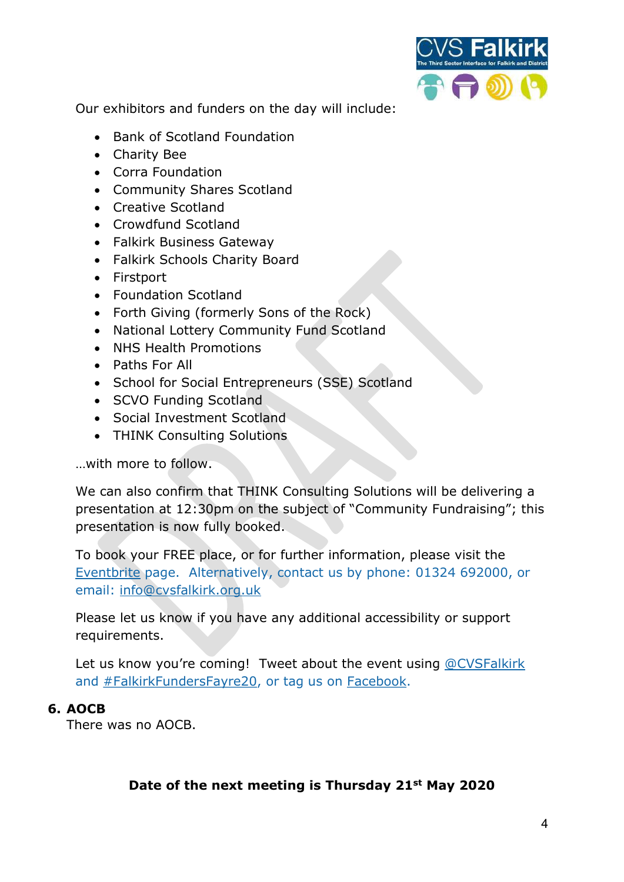Our exhibitors and funders on the day will include:

- Bank of Scotland Foundation
- Charity Bee
- Corra Foundation
- Community Shares Scotland
- Creative Scotland
- Crowdfund Scotland
- Falkirk Business Gateway
- Falkirk Schools Charity Board
- Firstport
- Foundation Scotland
- Forth Giving (formerly Sons of the Rock)
- National Lottery Community Fund Scotland
- NHS Health Promotions
- Paths For All
- School for Social Entrepreneurs (SSE) Scotland
- SCVO Funding Scotland
- Social Investment Scotland
- THINK Consulting Solutions

…with more to follow.

We can also confirm that THINK Consulting Solutions will be delivering a presentation at 12:30pm on the subject of "Community Fundraising"; this presentation is now fully booked.

To book your FREE place, or for further information, please visit the Eventbrite page. Alternatively, contact us by phone: 01324 692000, or email: info@cvsfalkirk.org.uk

Please let us know if you have any additional accessibility or support requirements.

Let us know you're coming! Tweet about the event using @CVSFalkirk and #FalkirkFundersFayre20, or tag us on Facebook.

**6. AOCB**

There was no AOCB.

**Date of the next meeting is Thursday 21st May 2020**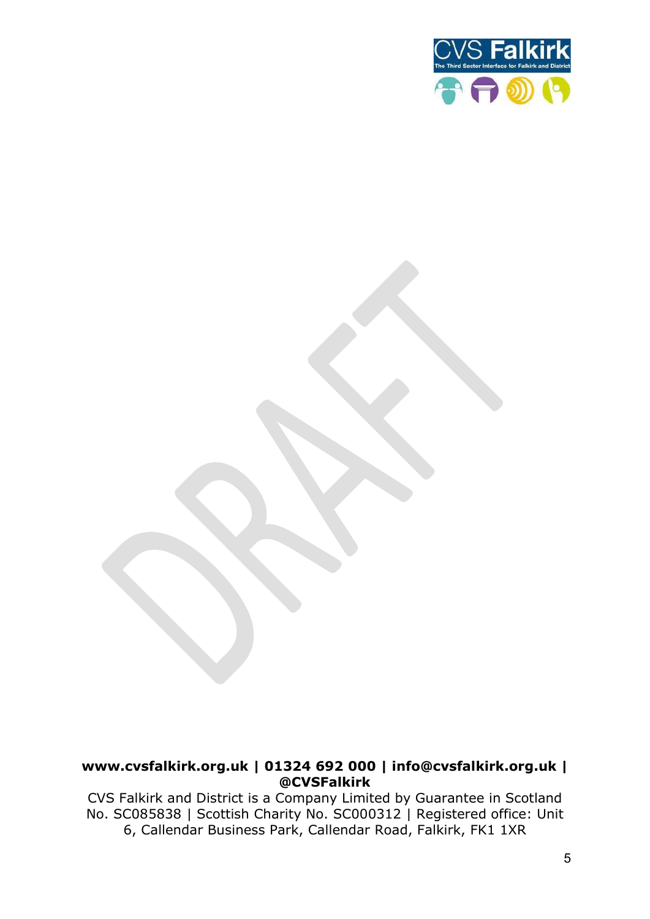**www.cvsfalkirk.org.uk | 01324 692 000 | info@cvsfalkirk.org.uk | @CVSFalkirk**

CVS Falkirk and District is a Company Limited by Guarantee in Scotland No. SC085838 | Scottish Charity No. SC000312 | Registered office: Unit 6, Callendar Business Park, Callendar Road, Falkirk, FK1 1XR